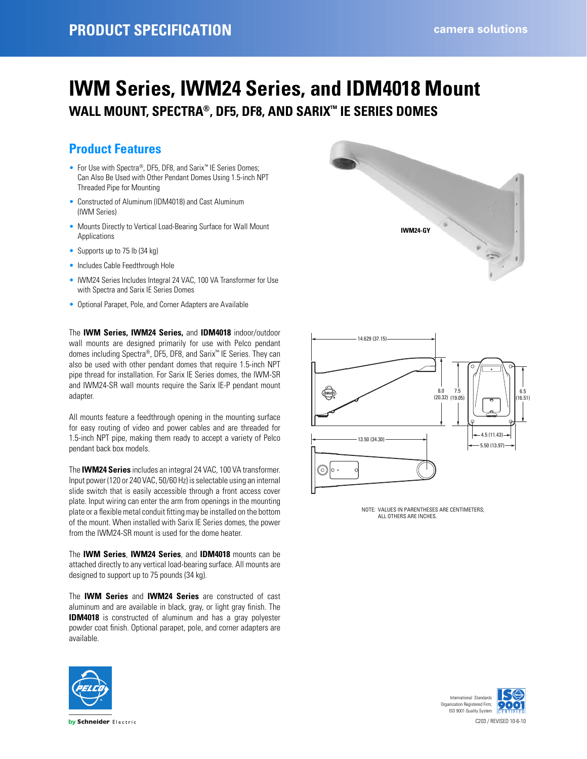# IWM Series, IWM24 Series, and IDM4018 Mount

## WALL MOUNT, SPECTRA®, DF5, DF8, AND SARIX™ IE SERIES DOMES

## Product Features

- For Use with Spectra®, DF5, DF8, and Sarix™ IE Series Domes; Can Also Be Used with Other Pendant Domes Using 1.5-inch NPT Threaded Pipe for Mounting
- Constructed of Aluminum (IDM4018) and Cast Aluminum (IWM Series)
- Mounts Directly to Vertical Load-Bearing Surface for Wall Mount Applications
- Supports up to 75 lb (34 kg)
- Includes Cable Feedthrough Hole
- IWM24 Series Includes Integral 24 VAC, 100 VA Transformer for Use with Spectra and Sarix IE Series Domes
- Optional Parapet, Pole, and Corner Adapters are Available

IWM24-GY

The **IWM Series, IWM24 Series,** and **IDM4018** indoor/outdoor wall mounts are designed primarily for use with Pelco pendant domes including Spectra®, DF5, DF8, and Sarix™ IE Series. They can also be used with other pendant domes that require 1.5-inch NPT pipe thread for installation. For Sarix IE Series domes, the IWM-SR and IWM24-SR wall mounts require the Sarix IE-P pendant mount adapter.

All mounts feature a feedthrough opening in the mounting surface for easy routing of video and power cables and are threaded for 1.5-inch NPT pipe, making them ready to accept a variety of Pelco pendant back box models.

The **IWM24 Series** includes an integral 24 VAC, 100 VA transformer. Input power (120 or 240 VAC, 50/60 Hz) is selectable using an internal slide switch that is easily accessible through a front access cover plate. Input wiring can enter the arm from openings in the mounting plate or a flexible metal conduit fitting may be installed on the bottom of the mount. When installed with Sarix IE Series domes, the power from the IWM24-SR mount is used for the dome heater.

The **IWM Series**, **IWM24 Series**, and **IDM4018** mounts can be attached directly to any vertical load-bearing surface. All mounts are designed to support up to 75 pounds (34 kg).

The **IWM Series** and **IWM24 Series** are constructed of cast aluminum and are available in black, gray, or light gray finish. The **IDM4018** is constructed of aluminum and has a gray polyester powder coat finish. Optional parapet, pole, and corner adapters are available.

14.629 (37.15)
8.0 (20.32)
7.5 (19.05)
6.5 (16.51)
4.5 (11.43)
5.50 (13.97)
13.50 (34.30)

NOTE: VALUES IN PARENTHESES ARE CENTIMETERS; ALL OTHERS ARE INCHES.

International Standards Organization Registered Firm; ISO 9001 Quality System

C203 / REVISED 10-6-10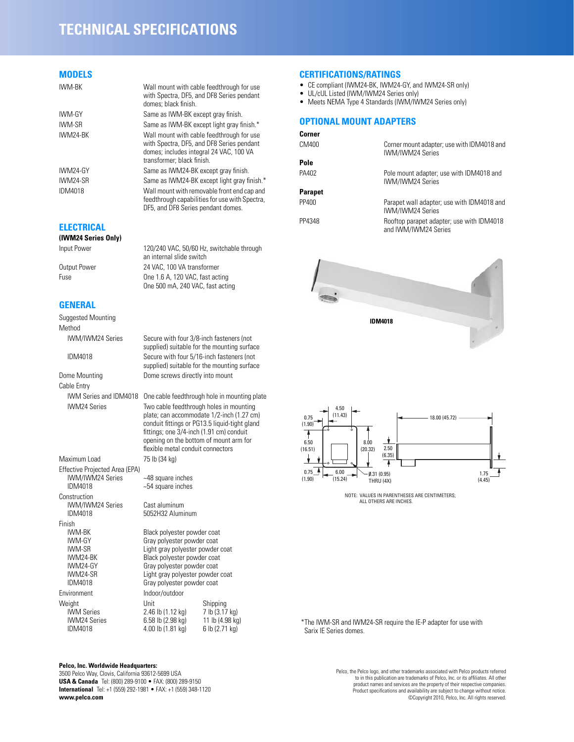# TECHNICAL SPECIFICATIONS

## MODELS

| | |
|---|---|
| IWM-BK | Wall mount with cable feedthrough for use with Spectra, DF5, and DF8 Series pendant domes; black finish. |
| IWM-GY | Same as IWM-BK except gray finish. |
| IWM-SR | Same as IWM-BK except light gray finish.* |
| IWM24-BK | Wall mount with cable feedthrough for use with Spectra, DF5, and DF8 Series pendant domes; includes integral 24 VAC, 100 VA transformer; black finish. |
| IWM24-GY | Same as IWM24-BK except gray finish. |
| IWM24-SR | Same as IWM24-BK except light gray finish.* |
| IDM4018 | Wall mount with removable front end cap and feedthrough capabilities for use with Spectra, DF5, and DF8 Series pendant domes. |

## ELECTRICAL

**(IWM24 Series Only)**

| | |
|---|---|
| Input Power | 120/240 VAC, 50/60 Hz, switchable through an internal slide switch |
| Output Power | 24 VAC, 100 VA transformer |
| Fuse | One 1.6 A, 120 VAC, fast acting<br>One 500 mA, 240 VAC, fast acting |

## GENERAL

| | | |
|---|---|---|
| Suggested Mounting Method | | |
| IWM/IWM24 Series | Secure with four 3/8-inch fasteners (not supplied) suitable for the mounting surface | |
| IDM4018 | Secure with four 5/16-inch fasteners (not supplied) suitable for the mounting surface | |
| Dome Mounting | Dome screws directly into mount | |
| Cable Entry | | |
| IWM Series and IDM4018 | One cable feedthrough hole in mounting plate | |
| IWM24 Series | Two cable feedthrough holes in mounting plate; can accommodate 1/2-inch (1.27 cm) conduit fittings or PG13.5 liquid-tight gland fittings; one 3/4-inch (1.91 cm) conduit opening on the bottom of mount arm for flexible metal conduit connectors | |
| Maximum Load | 75 lb (34 kg) | |
| Effective Projected Area (EPA) | | |
| IWM/IWM24 Series | ~48 square inches | |
| IDM4018 | ~54 square inches | |
| Construction | | |
| IWM/IWM24 Series | Cast aluminum | |
| IDM4018 | 5052H32 Aluminum | |
| Finish | | |
| IWM-BK | Black polyester powder coat | |
| IWM-GY | Gray polyester powder coat | |
| IWM-SR | Light gray polyester powder coat | |
| IWM24-BK | Black polyester powder coat | |
| IWM24-GY | Gray polyester powder coat | |
| IWM24-SR | Light gray polyester powder coat | |
| IDM4018 | Gray polyester powder coat | |
| Environment | Indoor/outdoor | |
| Weight | Unit | Shipping |
| IWM Series | 2.46 lb (1.12 kg) | 7 lb (3.17 kg) |
| IWM24 Series | 6.58 lb (2.98 kg) | 11 lb (4.98 kg) |
| IDM4018 | 4.00 lb (1.81 kg) | 6 lb (2.71 kg) |

## CERTIFICATIONS/RATINGS

- CE compliant (IWM24-BK, IWM24-GY, and IWM24-SR only)
- UL/cUL Listed (IWM/IWM24 Series only)
- Meets NEMA Type 4 Standards (IWM/IWM24 Series only)

## OPTIONAL MOUNT ADAPTERS

**Corner**

| | |
|---|---|
| CM400 | Corner mount adapter; use with IDM4018 and IWM/IWM24 Series |

**Pole**

| | |
|---|---|
| PA402 | Pole mount adapter; use with IDM4018 and IWM/IWM24 Series |

**Parapet**

| | |
|---|---|
| PP400 | Parapet wall adapter; use with IDM4018 and IWM/IWM24 Series |
| PP4348 | Rooftop parapet adapter; use with IDM4018 and IWM/IWM24 Series |

**IDM4018**

4.50 (11.43)
0.75 (1.90)
6.50 (16.51)
8.00 (20.32)
0.75 (1.90)
6.00 (15.24)
Ø.31 (0.95) THRU (4X)
18.00 (45.72)
2.50 (6.35)
1.75 (4.45)

NOTE: VALUES IN PARENTHESES ARE CENTIMETERS; ALL OTHERS ARE INCHES.

*The IWM-SR and IWM24-SR require the IE-P adapter for use with Sarix IE Series domes.

**Pelco, Inc. Worldwide Headquarters:**
3500 Pelco Way, Clovis, California 93612-5699 USA
**USA & Canada** Tel: (800) 289-9100 • FAX: (800) 289-9150
**International** Tel: +1 (559) 292-1981 • FAX: +1 (559) 348-1120
**www.pelco.com**

Pelco, the Pelco logo, and other trademarks associated with Pelco products referred to in this publication are trademarks of Pelco, Inc. or its affiliates. All other product names and services are the property of their respective companies. Product specifications and availability are subject to change without notice.
©Copyright 2010, Pelco, Inc. All rights reserved.